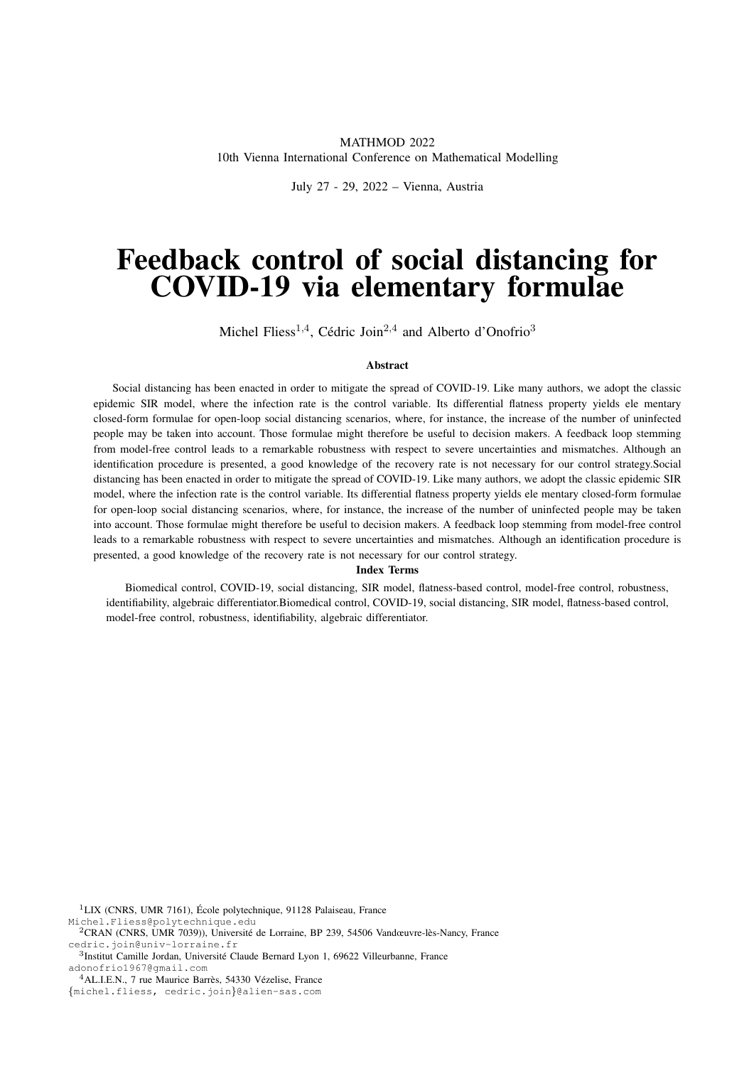MATHMOD 2022
10th Vienna International Conference on Mathematical Modelling

July 27 - 29, 2022 – Vienna, Austria

# Feedback control of social distancing for COVID-19 via elementary formulae

Michel Fliess[1,4], Cédric Join[2,4] and Alberto d'Onofrio[3]

### Abstract

Social distancing has been enacted in order to mitigate the spread of COVID-19. Like many authors, we adopt the classic epidemic SIR model, where the infection rate is the control variable. Its differential flatness property yields ele mentary closed-form formulae for open-loop social distancing scenarios, where, for instance, the increase of the number of uninfected people may be taken into account. Those formulae might therefore be useful to decision makers. A feedback loop stemming from model-free control leads to a remarkable robustness with respect to severe uncertainties and mismatches. Although an identification procedure is presented, a good knowledge of the recovery rate is not necessary for our control strategy.Social distancing has been enacted in order to mitigate the spread of COVID-19. Like many authors, we adopt the classic epidemic SIR model, where the infection rate is the control variable. Its differential flatness property yields ele mentary closed-form formulae for open-loop social distancing scenarios, where, for instance, the increase of the number of uninfected people may be taken into account. Those formulae might therefore be useful to decision makers. A feedback loop stemming from model-free control leads to a remarkable robustness with respect to severe uncertainties and mismatches. Although an identification procedure is presented, a good knowledge of the recovery rate is not necessary for our control strategy.

### Index Terms

Biomedical control, COVID-19, social distancing, SIR model, flatness-based control, model-free control, robustness, identifiability, algebraic differentiator.Biomedical control, COVID-19, social distancing, SIR model, flatness-based control, model-free control, robustness, identifiability, algebraic differentiator.

[1]LIX (CNRS, UMR 7161), École polytechnique, 91128 Palaiseau, France
Michel.Fliess@polytechnique.edu

[2]CRAN (CNRS, UMR 7039)), Université de Lorraine, BP 239, 54506 Vandœuvre-lès-Nancy, France
cedric.join@univ-lorraine.fr

[3]Institut Camille Jordan, Université Claude Bernard Lyon 1, 69622 Villeurbanne, France
adonofrio1967@gmail.com

[4]AL.I.E.N., 7 rue Maurice Barrès, 54330 Vézelise, France
{michel.fliess, cedric.join}@alien-sas.com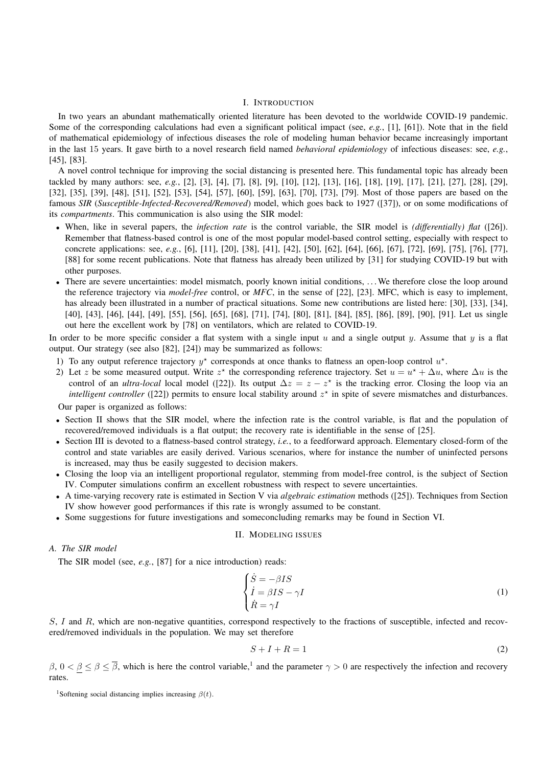# I. Introduction

In two years an abundant mathematically oriented literature has been devoted to the worldwide COVID-19 pandemic. Some of the corresponding calculations had even a significant political impact (see, *e.g.*, [1], [61]). Note that in the field of mathematical epidemiology of infectious diseases the role of modeling human behavior became increasingly important in the last 15 years. It gave birth to a novel research field named *behavioral epidemiology* of infectious diseases: see, *e.g.*, [45], [83].

A novel control technique for improving the social distancing is presented here. This fundamental topic has already been tackled by many authors: see, *e.g.*, [2], [3], [4], [7], [8], [9], [10], [12], [13], [16], [18], [19], [17], [21], [27], [28], [29], [32], [35], [39], [48], [51], [52], [53], [54], [57], [60], [59], [63], [70], [73], [79]. Most of those papers are based on the famous *SIR* (*Susceptible-Infected-Recovered/Removed*) model, which goes back to 1927 ([37]), or on some modifications of its *compartments*. This communication is also using the SIR model:

- When, like in several papers, the *infection rate* is the control variable, the SIR model is *(differentially) flat* ([26]). Remember that flatness-based control is one of the most popular model-based control setting, especially with respect to concrete applications: see, *e.g.*, [6], [11], [20], [38], [41], [42], [50], [62], [64], [66], [67], [72], [69], [75], [76], [77], [88] for some recent publications. Note that flatness has already been utilized by [31] for studying COVID-19 but with other purposes.
- There are severe uncertainties: model mismatch, poorly known initial conditions, ... We therefore close the loop around the reference trajectory via *model-free* control, or *MFC*, in the sense of [22], [23]. MFC, which is easy to implement, has already been illustrated in a number of practical situations. Some new contributions are listed here: [30], [33], [34], [40], [43], [46], [44], [49], [55], [56], [65], [68], [71], [74], [80], [81], [84], [85], [86], [89], [90], [91]. Let us single out here the excellent work by [78] on ventilators, which are related to COVID-19.

In order to be more specific consider a flat system with a single input $u$ and a single output $y$. Assume that $y$ is a flat output. Our strategy (see also [82], [24]) may be summarized as follows:

1) To any output reference trajectory $y^\star$ corresponds at once thanks to flatness an open-loop control $u^\star$.
2) Let $z$ be some measured output. Write $z^\star$ the corresponding reference trajectory. Set $u = u^\star + \Delta u$, where $\Delta u$ is the control of an *ultra-local* local model ([22]). Its output $\Delta z = z - z^\star$ is the tracking error. Closing the loop via an *intelligent controller* ([22]) permits to ensure local stability around $z^\star$ in spite of severe mismatches and disturbances.

Our paper is organized as follows:

- Section II shows that the SIR model, where the infection rate is the control variable, is flat and the population of recovered/removed individuals is a flat output; the recovery rate is identifiable in the sense of [25].
- Section III is devoted to a flatness-based control strategy, *i.e.*, to a feedforward approach. Elementary closed-form of the control and state variables are easily derived. Various scenarios, where for instance the number of uninfected persons is increased, may thus be easily suggested to decision makers.
- Closing the loop via an intelligent proportional regulator, stemming from model-free control, is the subject of Section IV. Computer simulations confirm an excellent robustness with respect to severe uncertainties.
- A time-varying recovery rate is estimated in Section V via *algebraic estimation* methods ([25]). Techniques from Section IV show however good performances if this rate is wrongly assumed to be constant.
- Some suggestions for future investigations and someconcluding remarks may be found in Section VI.

# II. Modeling issues

## A. The SIR model

The SIR model (see, *e.g.*, [87] for a nice introduction) reads:

$$\begin{cases} \dot{S} = -\beta I S \\ \dot{I} = \beta I S - \gamma I \\ \dot{R} = \gamma I \end{cases} \tag{1}$$

$S$, $I$ and $R$, which are non-negative quantities, correspond respectively to the fractions of susceptible, infected and recovered/removed individuals in the population. We may set therefore

$$S + I + R = 1 \tag{2}$$

$\beta$, $0 < \underline{\beta} \leq \beta \leq \overline{\beta}$, which is here the control variable,[1] and the parameter $\gamma > 0$ are respectively the infection and recovery rates.

[1] Softening social distancing implies increasing $\beta(t)$.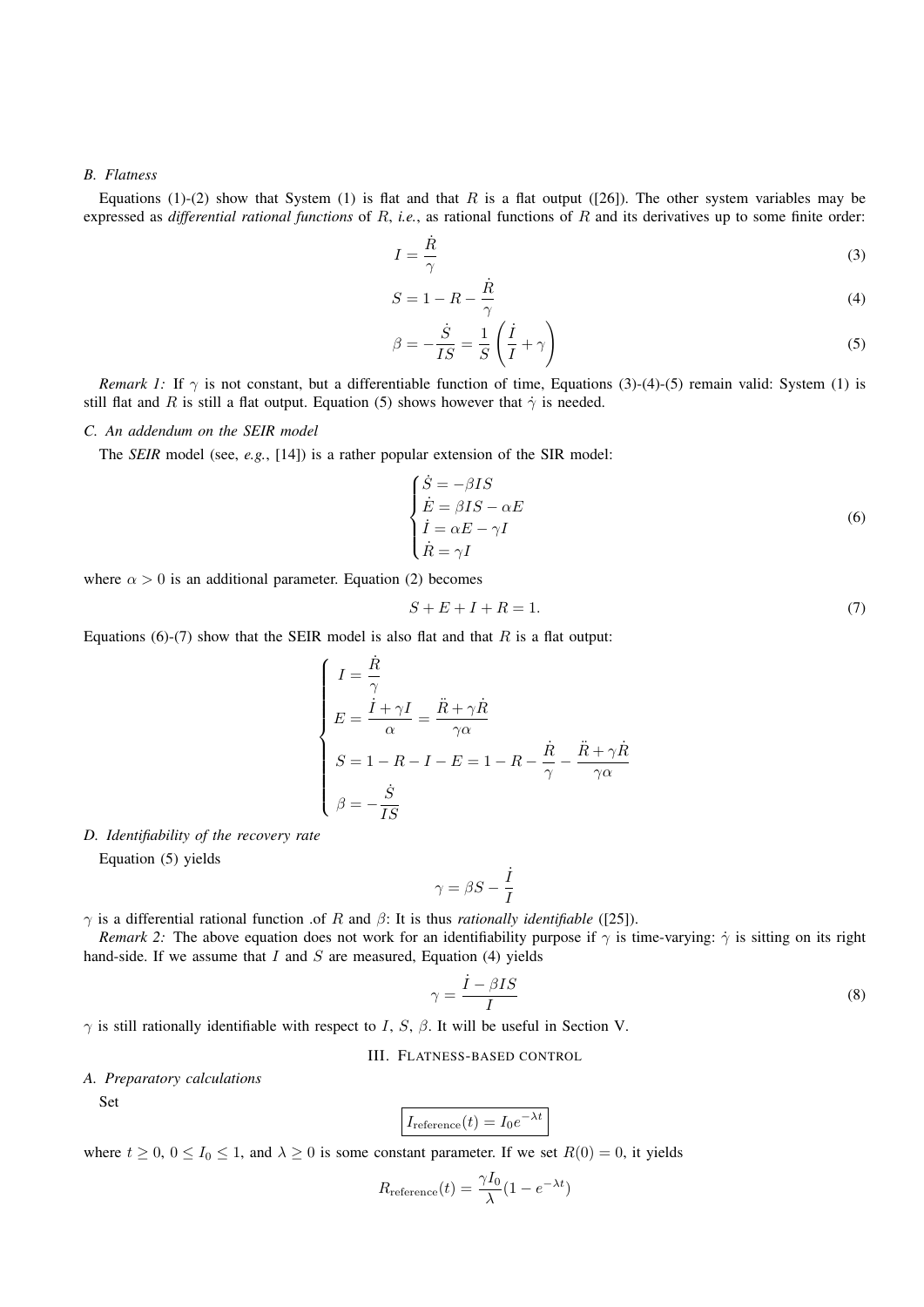### B. Flatness

Equations (1)-(2) show that System (1) is flat and that $R$ is a flat output ([26]). The other system variables may be expressed as *differential rational functions* of $R$, *i.e.*, as rational functions of $R$ and its derivatives up to some finite order:

$$I = \frac{\dot{R}}{\gamma} \tag{3}$$

$$S = 1 - R - \frac{\dot{R}}{\gamma} \tag{4}$$

$$\beta = -\frac{\dot{S}}{IS} = \frac{1}{S}\left(\frac{\dot{I}}{I} + \gamma\right) \tag{5}$$

*Remark 1:* If $\gamma$ is not constant, but a differentiable function of time, Equations (3)-(4)-(5) remain valid: System (1) is still flat and $R$ is still a flat output. Equation (5) shows however that $\dot{\gamma}$ is needed.

### C. An addendum on the SEIR model

The *SEIR* model (see, *e.g.*, [14]) is a rather popular extension of the SIR model:

$$\begin{cases} \dot{S} = -\beta IS \\ \dot{E} = \beta IS - \alpha E \\ \dot{I} = \alpha E - \gamma I \\ \dot{R} = \gamma I \end{cases} \tag{6}$$

where $\alpha > 0$ is an additional parameter. Equation (2) becomes

$$S + E + I + R = 1. \tag{7}$$

Equations (6)-(7) show that the SEIR model is also flat and that $R$ is a flat output:

$$\begin{cases} I = \dfrac{\dot{R}}{\gamma} \\ E = \dfrac{\dot{I} + \gamma I}{\alpha} = \dfrac{\ddot{R} + \gamma\dot{R}}{\gamma\alpha} \\ S = 1 - R - I - E = 1 - R - \dfrac{\dot{R}}{\gamma} - \dfrac{\ddot{R} + \gamma\dot{R}}{\gamma\alpha} \\ \beta = -\dfrac{\dot{S}}{IS} \end{cases}$$

### D. Identifiability of the recovery rate

Equation (5) yields

$$\gamma = \beta S - \frac{\dot{I}}{I}$$

$\gamma$ is a differential rational function .of $R$ and $\beta$: It is thus *rationally identifiable* ([25]).

*Remark 2:* The above equation does not work for an identifiability purpose if $\gamma$ is time-varying: $\dot{\gamma}$ is sitting on its right hand-side. If we assume that $I$ and $S$ are measured, Equation (4) yields

$$\gamma = \frac{\dot{I} - \beta IS}{I} \tag{8}$$

$\gamma$ is still rationally identifiable with respect to $I$, $S$, $\beta$. It will be useful in Section V.

## III. Flatness-based control

### A. Preparatory calculations

Set

$$\boxed{I_{\text{reference}}(t) = I_0 e^{-\lambda t}}$$

where $t \geq 0$, $0 \leq I_0 \leq 1$, and $\lambda \geq 0$ is some constant parameter. If we set $R(0) = 0$, it yields

$$R_{\text{reference}}(t) = \frac{\gamma I_0}{\lambda}(1 - e^{-\lambda t})$$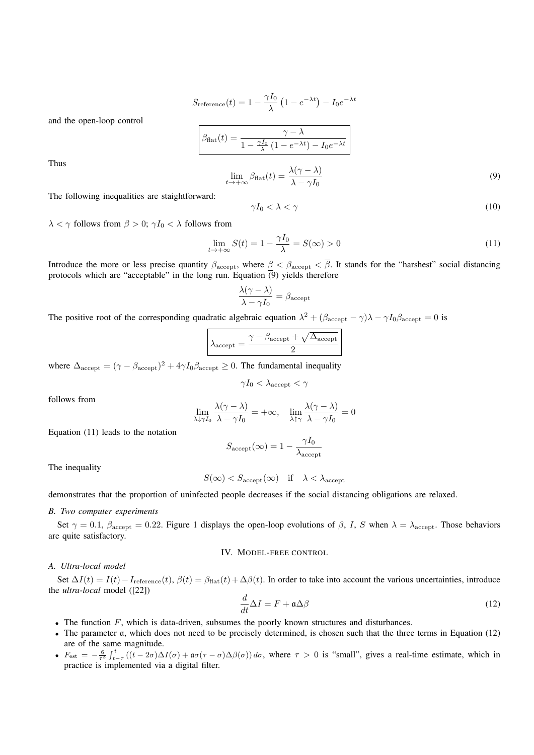$$S_{\text{reference}}(t) = 1 - \frac{\gamma I_0}{\lambda}\left(1 - e^{-\lambda t}\right) - I_0 e^{-\lambda t}$$

and the open-loop control

$$\boxed{\beta_{\text{flat}}(t) = \frac{\gamma - \lambda}{1 - \frac{\gamma I_0}{\lambda}\left(1 - e^{-\lambda t}\right) - I_0 e^{-\lambda t}}}$$

Thus

$$\lim_{t \to +\infty} \beta_{\text{flat}}(t) = \frac{\lambda(\gamma - \lambda)}{\lambda - \gamma I_0} \tag{9}$$

The following inequalities are staightforward:

$$\gamma I_0 < \lambda < \gamma \tag{10}$$

$\lambda < \gamma$ follows from $\beta > 0$; $\gamma I_0 < \lambda$ follows from

$$\lim_{t \to +\infty} S(t) = 1 - \frac{\gamma I_0}{\lambda} = S(\infty) > 0 \tag{11}$$

Introduce the more or less precise quantity $\beta_{\text{accept}}$, where $\underline{\beta} < \beta_{\text{accept}} < \overline{\beta}$. It stands for the "harshest" social distancing protocols which are "acceptable" in the long run. Equation (9) yields therefore

$$\frac{\lambda(\gamma - \lambda)}{\lambda - \gamma I_0} = \beta_{\text{accept}}$$

The positive root of the corresponding quadratic algebraic equation $\lambda^2 + (\beta_{\text{accept}} - \gamma)\lambda - \gamma I_0 \beta_{\text{accept}} = 0$ is

$$\boxed{\lambda_{\text{accept}} = \frac{\gamma - \beta_{\text{accept}} + \sqrt{\Delta_{\text{accept}}}}{2}}$$

where $\Delta_{\text{accept}} = (\gamma - \beta_{\text{accept}})^2 + 4\gamma I_0 \beta_{\text{accept}} \geq 0$. The fundamental inequality

$$\gamma I_0 < \lambda_{\text{accept}} < \gamma$$

follows from

$$\lim_{\lambda \downarrow \gamma I_0} \frac{\lambda(\gamma - \lambda)}{\lambda - \gamma I_0} = +\infty, \quad \lim_{\lambda \uparrow \gamma} \frac{\lambda(\gamma - \lambda)}{\lambda - \gamma I_0} = 0$$

Equation (11) leads to the notation

$$S_{\text{accept}}(\infty) = 1 - \frac{\gamma I_0}{\lambda_{\text{accept}}}$$

The inequality

$$S(\infty) < S_{\text{accept}}(\infty) \quad \text{if} \quad \lambda < \lambda_{\text{accept}}$$

demonstrates that the proportion of uninfected people decreases if the social distancing obligations are relaxed.

### B. Two computer experiments

Set $\gamma = 0.1$, $\beta_{\text{accept}} = 0.22$. Figure 1 displays the open-loop evolutions of $\beta$, $I$, $S$ when $\lambda = \lambda_{\text{accept}}$. Those behaviors are quite satisfactory.

## IV. Model-free control

### A. Ultra-local model

Set $\Delta I(t) = I(t) - I_{\text{reference}}(t)$, $\beta(t) = \beta_{\text{flat}}(t) + \Delta\beta(t)$. In order to take into account the various uncertainties, introduce the *ultra-local* model ([22])

$$\frac{d}{dt}\Delta I = F + \mathfrak{a}\Delta\beta \tag{12}$$

- The function $F$, which is data-driven, subsumes the poorly known structures and disturbances.
- The parameter $\mathfrak{a}$, which does not need to be precisely determined, is chosen such that the three terms in Equation (12) are of the same magnitude.
- $F_{\text{est}} = -\frac{6}{\tau^3}\int_{t-\tau}^{t}\left((t - 2\sigma)\Delta I(\sigma) + \mathfrak{a}\sigma(\tau - \sigma)\Delta\beta(\sigma)\right)d\sigma$, where $\tau > 0$ is "small", gives a real-time estimate, which in practice is implemented via a digital filter.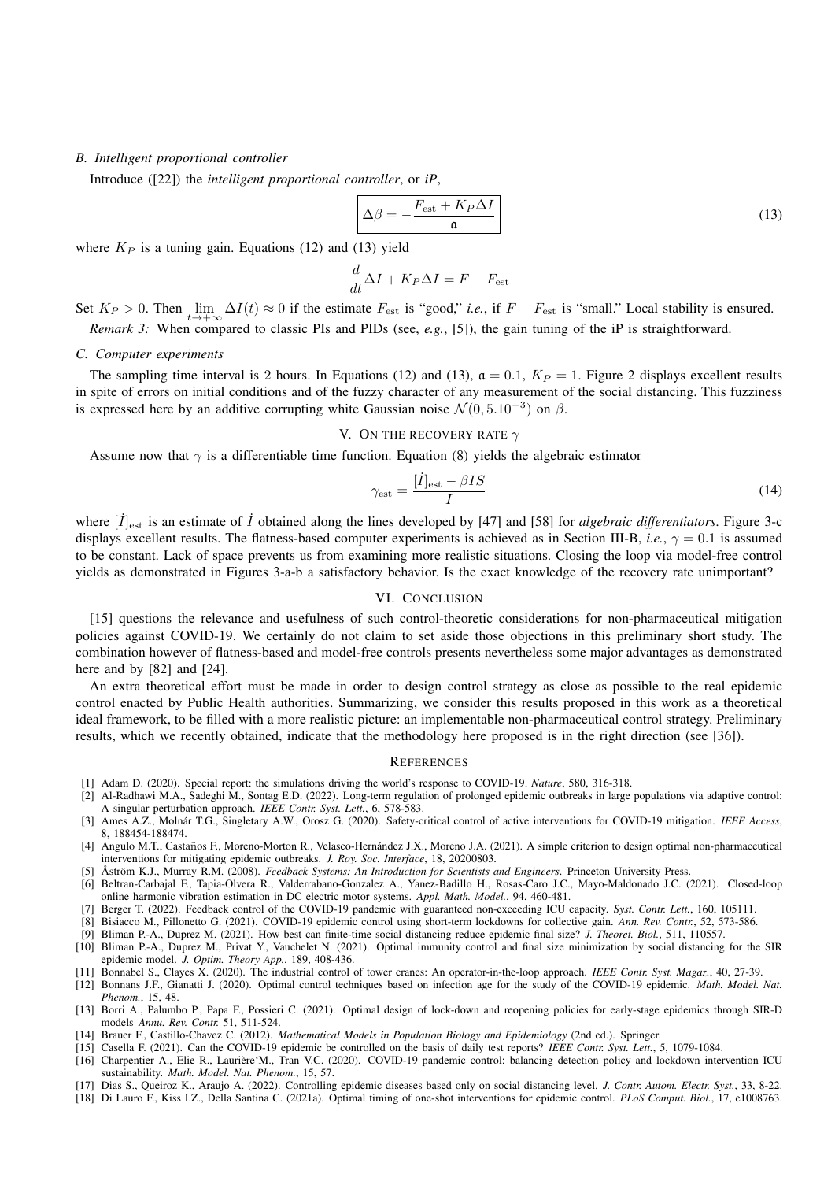### B. Intelligent proportional controller

Introduce ([22]) the *intelligent proportional controller*, or *iP*,

$$\boxed{\Delta\beta = -\frac{F_{\text{est}} + K_P \Delta I}{\mathfrak{a}}} \tag{13}$$

where $K_P$ is a tuning gain. Equations (12) and (13) yield

$$\frac{d}{dt}\Delta I + K_P \Delta I = F - F_{\text{est}}$$

Set $K_P > 0$. Then $\lim_{t \to +\infty} \Delta I(t) \approx 0$ if the estimate $F_{\text{est}}$ is "good," *i.e.*, if $F - F_{\text{est}}$ is "small." Local stability is ensured.

*Remark 3:* When compared to classic PIs and PIDs (see, *e.g.*, [5]), the gain tuning of the iP is straightforward.

### C. Computer experiments

The sampling time interval is 2 hours. In Equations (12) and (13), $\mathfrak{a} = 0.1$, $K_P = 1$. Figure 2 displays excellent results in spite of errors on initial conditions and of the fuzzy character of any measurement of the social distancing. This fuzziness is expressed here by an additive corrupting white Gaussian noise $\mathcal{N}(0, 5.10^{-3})$ on $\beta$.

## V. On the recovery rate $\gamma$

Assume now that $\gamma$ is a differentiable time function. Equation (8) yields the algebraic estimator

$$\gamma_{\text{est}} = \frac{[\dot{I}]_{\text{est}} - \beta I S}{I} \tag{14}$$

where $[\dot{I}]_{\text{est}}$ is an estimate of $\dot{I}$ obtained along the lines developed by [47] and [58] for *algebraic differentiators*. Figure 3-c displays excellent results. The flatness-based computer experiments is achieved as in Section III-B, *i.e.*, $\gamma = 0.1$ is assumed to be constant. Lack of space prevents us from examining more realistic situations. Closing the loop via model-free control yields as demonstrated in Figures 3-a-b a satisfactory behavior. Is the exact knowledge of the recovery rate unimportant?

## VI. Conclusion

[15] questions the relevance and usefulness of such control-theoretic considerations for non-pharmaceutical mitigation policies against COVID-19. We certainly do not claim to set aside those objections in this preliminary short study. The combination however of flatness-based and model-free controls presents nevertheless some major advantages as demonstrated here and by [82] and [24].

An extra theoretical effort must be made in order to design control strategy as close as possible to the real epidemic control enacted by Public Health authorities. Summarizing, we consider this results proposed in this work as a theoretical ideal framework, to be filled with a more realistic picture: an implementable non-pharmaceutical control strategy. Preliminary results, which we recently obtained, indicate that the methodology here proposed is in the right direction (see [36]).

## References

[1] Adam D. (2020). Special report: the simulations driving the world's response to COVID-19. *Nature*, 580, 316-318.

[2] Al-Radhawi M.A., Sadeghi M., Sontag E.D. (2022). Long-term regulation of prolonged epidemic outbreaks in large populations via adaptive control: A singular perturbation approach. *IEEE Contr. Syst. Lett.*, 6, 578-583.

[3] Ames A.Z., Molnár T.G., Singletary A.W., Orosz G. (2020). Safety-critical control of active interventions for COVID-19 mitigation. *IEEE Access*, 8, 188454-188474.

[4] Angulo M.T., Castaños F., Moreno-Morton R., Velasco-Hernández J.X., Moreno J.A. (2021). A simple criterion to design optimal non-pharmaceutical interventions for mitigating epidemic outbreaks. *J. Roy. Soc. Interface*, 18, 20200803.

[5] Åström K.J., Murray R.M. (2008). *Feedback Systems: An Introduction for Scientists and Engineers*. Princeton University Press.

[6] Beltran-Carbajal F., Tapia-Olvera R., Valderrabano-Gonzalez A., Yanez-Badillo H., Rosas-Caro J.C., Mayo-Maldonado J.C. (2021). Closed-loop online harmonic vibration estimation in DC electric motor systems. *Appl. Math. Model.*, 94, 460-481.

[7] Berger T. (2022). Feedback control of the COVID-19 pandemic with guaranteed non-exceeding ICU capacity. *Syst. Contr. Lett.*, 160, 105111.

[8] Bisiacco M., Pillonetto G. (2021). COVID-19 epidemic control using short-term lockdowns for collective gain. *Ann. Rev. Contr.*, 52, 573-586.

[9] Bliman P.-A., Duprez M. (2021). How best can finite-time social distancing reduce epidemic final size? *J. Theoret. Biol.*, 511, 110557.

[10] Bliman P.-A., Duprez M., Privat Y., Vauchelet N. (2021). Optimal immunity control and final size minimization by social distancing for the SIR epidemic model. *J. Optim. Theory App.*, 189, 408-436.

[11] Bonnabel S., Clayes X. (2020). The industrial control of tower cranes: An operator-in-the-loop approach. *IEEE Contr. Syst. Magaz.*, 40, 27-39.

[12] Bonnans J.F., Gianatti J. (2020). Optimal control techniques based on infection age for the study of the COVID-19 epidemic. *Math. Model. Nat. Phenom.*, 15, 48.

[13] Borri A., Palumbo P., Papa F., Possieri C. (2021). Optimal design of lock-down and reopening policies for early-stage epidemics through SIR-D models *Annu. Rev. Contr.* 51, 511-524.

[14] Brauer F., Castillo-Chavez C. (2012). *Mathematical Models in Population Biology and Epidemiology* (2nd ed.). Springer.

[15] Casella F. (2021). Can the COVID-19 epidemic be controlled on the basis of daily test reports? *IEEE Contr. Syst. Lett.*, 5, 1079-1084.

[16] Charpentier A., Elie R., Laurière'M., Tran V.C. (2020). COVID-19 pandemic control: balancing detection policy and lockdown intervention ICU sustainability. *Math. Model. Nat. Phenom.*, 15, 57.

[17] Dias S., Queiroz K., Araujo A. (2022). Controlling epidemic diseases based only on social distancing level. *J. Contr. Autom. Electr. Syst.*, 33, 8-22.

[18] Di Lauro F., Kiss I.Z., Della Santina C. (2021a). Optimal timing of one-shot interventions for epidemic control. *PLoS Comput. Biol.*, 17, e1008763.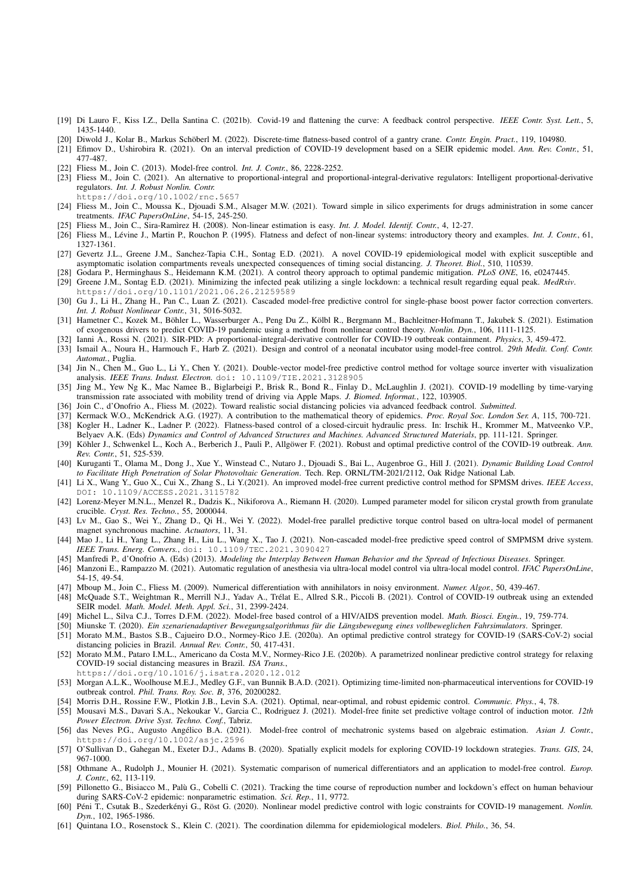[19] Di Lauro F., Kiss I.Z., Della Santina C. (2021b). Covid-19 and flattening the curve: A feedback control perspective. *IEEE Contr. Syst. Lett.*, 5, 1435-1440.

[20] Diwold J., Kolar B., Markus Schöberl M. (2022). Discrete-time flatness-based control of a gantry crane. *Contr. Engin. Pract.*, 119, 104980.

[21] Efimov D., Ushirobira R. (2021). On an interval prediction of COVID-19 development based on a SEIR epidemic model. *Ann. Rev. Contr.*, 51, 477-487.

[22] Fliess M., Join C. (2013). Model-free control. *Int. J. Contr.*, 86, 2228-2252.

[23] Fliess M., Join C. (2021). An alternative to proportional-integral and proportional-integral-derivative regulators: Intelligent proportional-derivative regulators. *Int. J. Robust Nonlin. Contr.* `https://doi.org/10.1002/rnc.5657`

[24] Fliess M., Join C., Moussa K., Djouadi S.M., Alsager M.W. (2021). Toward simple in silico experiments for drugs administration in some cancer treatments. *IFAC PapersOnLine*, 54-15, 245-250.

[25] Fliess M., Join C., Sira-Ramìrez H. (2008). Non-linear estimation is easy. *Int. J. Model. Identif. Contr.*, 4, 12-27.

[26] Fliess M., Lévine J., Martin P., Rouchon P. (1995). Flatness and defect of non-linear systems: introductory theory and examples. *Int. J. Contr.*, 61, 1327-1361.

[27] Gevertz J.L., Greene J.M., Sanchez-Tapia C.H., Sontag E.D. (2021). A novel COVID-19 epidemiological model with explicit susceptible and asymptomatic isolation compartments reveals unexpected consequences of timing social distancing. *J. Theoret. Biol.*, 510, 110539.

[28] Godara P., Herminghaus S., Heidemann K.M. (2021). A control theory approach to optimal pandemic mitigation. *PLoS ONE*, 16, e0247445.

[29] Greene J.M., Sontag E.D. (2021). Minimizing the infected peak utilizing a single lockdown: a technical result regarding equal peak. *MedRxiv*. `https://doi.org/10.1101/2021.06.26.21259589`

[30] Gu J., Li H., Zhang H., Pan C., Luan Z. (2021). Cascaded model-free predictive control for single-phase boost power factor correction converters. *Int. J. Robust Nonlinear Contr.*, 31, 5016-5032.

[31] Hametner C., Kozek M., Böhler L., Wasserburger A., Peng Du Z., Kölbl R., Bergmann M., Bachleitner-Hofmann T., Jakubek S. (2021). Estimation of exogenous drivers to predict COVID-19 pandemic using a method from nonlinear control theory. *Nonlin. Dyn.*, 106, 1111-1125.

[32] Ianni A., Rossi N. (2021). SIR-PID: A proportional-integral-derivative controller for COVID-19 outbreak containment. *Physics*, 3, 459-472.

[33] Ismail A., Noura H., Harmouch F., Harb Z. (2021). Design and control of a neonatal incubator using model-free control. *29th Medit. Conf. Contr. Automat.*, Puglia.

[34] Jin N., Chen M., Guo L., Li Y., Chen Y. (2021). Double-vector model-free predictive control method for voltage source inverter with visualization analysis. *IEEE Trans. Indust. Electron.* `doi: 10.1109/TIE.2021.3128905`

[35] Jing M., Yew Ng K., Mac Namee B., Biglarbeigi P., Brisk R., Bond R., Finlay D., McLaughlin J. (2021). COVID-19 modelling by time-varying transmission rate associated with mobility trend of driving via Apple Maps. *J. Biomed. Informat.*, 122, 103905.

[36] Join C., d'Onofrio A., Fliess M. (2022). Toward realistic social distancing policies via advanced feedback control. *Submitted*.

[37] Kermack W.O., McKendrick A.G. (1927). A contribution to the mathematical theory of epidemics. *Proc. Royal Soc. London Ser. A*, 115, 700-721.

[38] Kogler H., Ladner K., Ladner P. (2022). Flatness-based control of a closed-circuit hydraulic press. In: Irschik H., Krommer M., Matveenko V.P., Belyaev A.K. (Eds) *Dynamics and Control of Advanced Structures and Machines. Advanced Structured Materials*, pp. 111-121. Springer.

[39] Köhler J., Schwenkel L., Koch A., Berberich J., Pauli P., Allgöwer F. (2021). Robust and optimal predictive control of the COVID-19 outbreak. *Ann. Rev. Contr.*, 51, 525-539.

[40] Kuruganti T., Olama M., Dong J., Xue Y., Winstead C., Nutaro J., Djouadi S., Bai L., Augenbroe G., Hill J. (2021). *Dynamic Building Load Control to Facilitate High Penetration of Solar Photovoltaic Generation*. Tech. Rep. ORNL/TM-2021/2112, Oak Ridge National Lab.

[41] Li X., Wang Y., Guo X., Cui X., Zhang S., Li Y.(2021). An improved model-free current predictive control method for SPMSM drives. *IEEE Access*, `DOI: 10.1109/ACCESS.2021.3115782`

[42] Lorenz-Meyer M.N.L., Menzel R., Dadzis K., Nikiforova A., Riemann H. (2020). Lumped parameter model for silicon crystal growth from granulate crucible. *Cryst. Res. Techno.*, 55, 2000044.

[43] Lv M., Gao S., Wei Y., Zhang D., Qi H., Wei Y. (2022). Model-free parallel predictive torque control based on ultra-local model of permanent magnet synchronous machine. *Actuators*, 11, 31.

[44] Mao J., Li H., Yang L., Zhang H., Liu L., Wang X., Tao J. (2021). Non-cascaded model-free predictive speed control of SMPMSM drive system. *IEEE Trans. Energ. Convers.*, `doi: 10.1109/TEC.2021.3090427`

[45] Manfredi P., d'Onofrio A. (Eds) (2013). *Modeling the Interplay Between Human Behavior and the Spread of Infectious Diseases*. Springer.

[46] Manzoni E., Rampazzo M. (2021). Automatic regulation of anesthesia via ultra-local model control via ultra-local model control. *IFAC PapersOnLine*, 54-15, 49-54.

[47] Mboup M., Join C., Fliess M. (2009). Numerical differentiation with annihilators in noisy environment. *Numer. Algor.*, 50, 439-467.

[48] McQuade S.T., Weightman R., Merrill N.J., Yadav A., Trélat E., Allred S.R., Piccoli B. (2021). Control of COVID-19 outbreak using an extended SEIR model. *Math. Model. Meth. Appl. Sci.*, 31, 2399-2424.

[49] Michel L., Silva C.J., Torres D.F.M. (2022). Model-free based control of a HIV/AIDS prevention model. *Math. Biosci. Engin.*, 19, 759-774.

[50] Miunske T. (2020). *Ein szenarienadaptiver Bewegungsalgorithmus für die Längsbewegung eines vollbeweglichen Fahrsimulators*. Springer.

[51] Morato M.M., Bastos S.B., Cajueiro D.O., Normey-Rico J.E. (2020a). An optimal predictive control strategy for COVID-19 (SARS-CoV-2) social distancing policies in Brazil. *Annual Rev. Contr.*, 50, 417-431.

[52] Morato M.M., Pataro I.M.L., Americano da Costa M.V., Normey-Rico J.E. (2020b). A parametrized nonlinear predictive control strategy for relaxing COVID-19 social distancing measures in Brazil. *ISA Trans.*, `https://doi.org/10.1016/j.isatra.2020.12.012`

[53] Morgan A.L.K., Woolhouse M.E.J., Medley G.F., van Bunnik B.A.D. (2021). Optimizing time-limited non-pharmaceutical interventions for COVID-19 outbreak control. *Phil. Trans. Roy. Soc. B*, 376, 20200282.

[54] Morris D.H., Rossine F.W., Plotkin J.B., Levin S.A. (2021). Optimal, near-optimal, and robust epidemic control. *Commun. Phys.*, 4, 78.

[55] Mousavi M.S., Davari S.A., Nekoukar V., Garcia C., Rodriguez J. (2021). Model-free finite set predictive voltage control of induction motor. *12th Power Electron. Drive Syst. Techno. Conf.*, Tabriz.

[56] das Neves P.G., Augusto Angélico B.A. (2021). Model-free control of mechatronic systems based on algebraic estimation. *Asian J. Contr.*, `https://doi.org/10.1002/asjc.2596`

[57] O'Sullivan D., Gahegan M., Exeter D.J., Adams B. (2020). Spatially explicit models for exploring COVID-19 lockdown strategies. *Trans. GIS*, 24, 967-1000.

[58] Othmane A., Rudolph J., Mounier H. (2021). Systematic comparison of numerical differentiators and an application to model-free control. *Europ. J. Contr.*, 62, 113-119.

[59] Pillonetto G., Bisiacco M., Palù G., Cobelli C. (2021). Tracking the time course of reproduction number and lockdown's effect on human behaviour during SARS-CoV-2 epidemic: nonparametric estimation. *Sci. Rep.*, 11, 9772.

[60] Péni T., Csutak B., Szederkényi G., Röst G. (2020). Nonlinear model predictive control with logic constraints for COVID-19 management. *Nonlin. Dyn.*, 102, 1965-1986.

[61] Quintana I.O., Rosenstock S., Klein C. (2021). The coordination dilemma for epidemiological modelers. *Biol. Philo.*, 36, 54.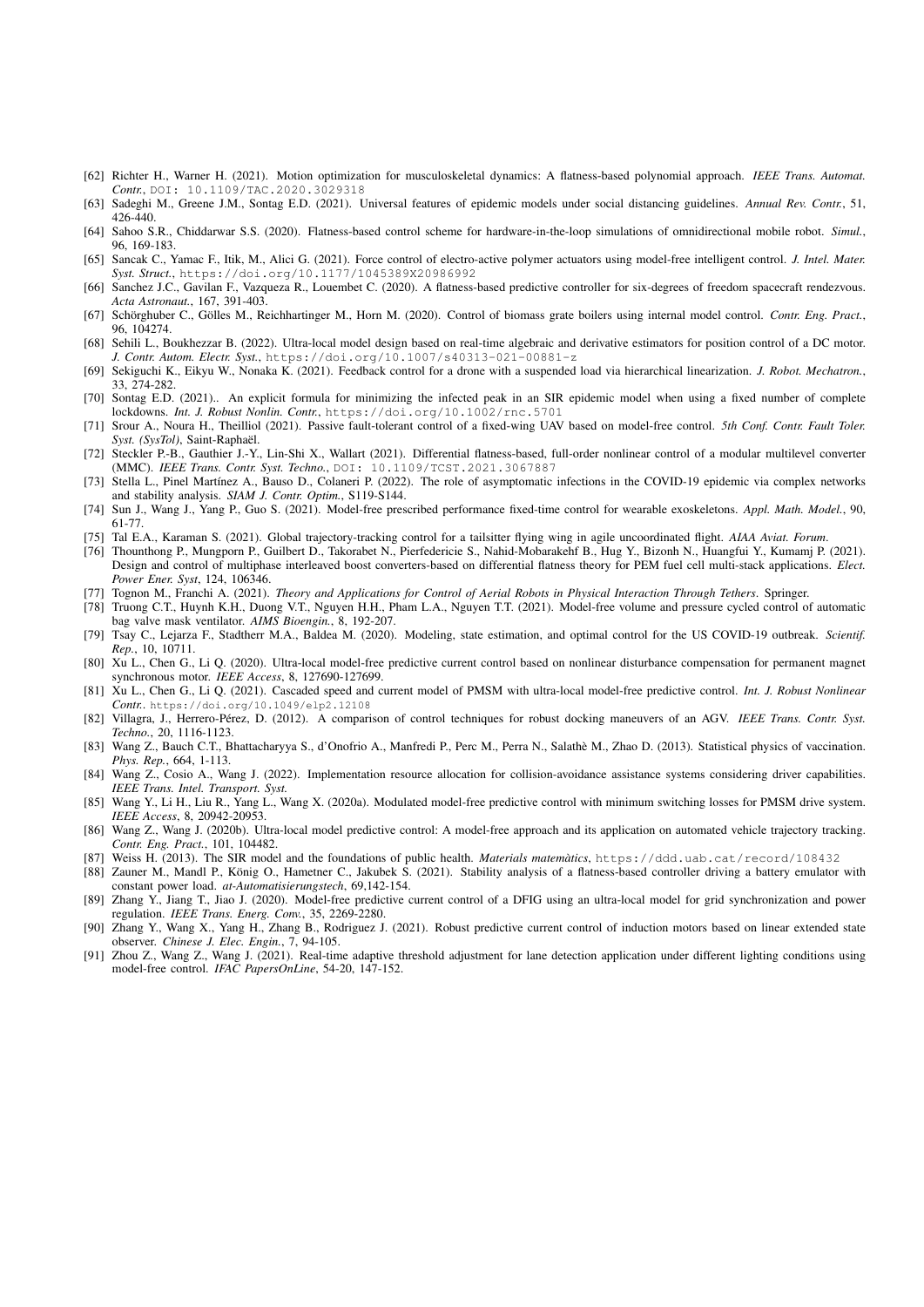[62] Richter H., Warner H. (2021). Motion optimization for musculoskeletal dynamics: A flatness-based polynomial approach. *IEEE Trans. Automat. Contr.*, DOI: 10.1109/TAC.2020.3029318

[63] Sadeghi M., Greene J.M., Sontag E.D. (2021). Universal features of epidemic models under social distancing guidelines. *Annual Rev. Contr.*, 51, 426-440.

[64] Sahoo S.R., Chiddarwar S.S. (2020). Flatness-based control scheme for hardware-in-the-loop simulations of omnidirectional mobile robot. *Simul.*, 96, 169-183.

[65] Sancak C., Yamac F., Itik, M., Alici G. (2021). Force control of electro-active polymer actuators using model-free intelligent control. *J. Intel. Mater. Syst. Struct.*, https://doi.org/10.1177/1045389X20986992

[66] Sanchez J.C., Gavilan F., Vazqueza R., Louembet C. (2020). A flatness-based predictive controller for six-degrees of freedom spacecraft rendezvous. *Acta Astronaut.*, 167, 391-403.

[67] Schörghuber C., Gölles M., Reichhartinger M., Horn M. (2020). Control of biomass grate boilers using internal model control. *Contr. Eng. Pract.*, 96, 104274.

[68] Sehili L., Boukhezzar B. (2022). Ultra-local model design based on real-time algebraic and derivative estimators for position control of a DC motor. *J. Contr. Autom. Electr. Syst.*, https://doi.org/10.1007/s40313-021-00881-z

[69] Sekiguchi K., Eikyu W., Nonaka K. (2021). Feedback control for a drone with a suspended load via hierarchical linearization. *J. Robot. Mechatron.*, 33, 274-282.

[70] Sontag E.D. (2021).. An explicit formula for minimizing the infected peak in an SIR epidemic model when using a fixed number of complete lockdowns. *Int. J. Robust Nonlin. Contr.*, https://doi.org/10.1002/rnc.5701

[71] Srour A., Noura H., Theilliol (2021). Passive fault-tolerant control of a fixed-wing UAV based on model-free control. *5th Conf. Contr. Fault Toler. Syst. (SysTol)*, Saint-Raphaël.

[72] Steckler P.-B., Gauthier J.-Y., Lin-Shi X., Wallart (2021). Differential flatness-based, full-order nonlinear control of a modular multilevel converter (MMC). *IEEE Trans. Contr. Syst. Techno.*, DOI: 10.1109/TCST.2021.3067887

[73] Stella L., Pinel Martínez A., Bauso D., Colaneri P. (2022). The role of asymptomatic infections in the COVID-19 epidemic via complex networks and stability analysis. *SIAM J. Contr. Optim.*, S119-S144.

[74] Sun J., Wang J., Yang P., Guo S. (2021). Model-free prescribed performance fixed-time control for wearable exoskeletons. *Appl. Math. Model.*, 90, 61-77.

[75] Tal E.A., Karaman S. (2021). Global trajectory-tracking control for a tailsitter flying wing in agile uncoordinated flight. *AIAA Aviat. Forum*.

[76] Thounthong P., Mungporn P., Guilbert D., Takorabet N., Pierfedericie S., Nahid-Mobarakehf B., Hug Y., Bizonh N., Huangfui Y., Kumamj P. (2021). Design and control of multiphase interleaved boost converters-based on differential flatness theory for PEM fuel cell multi-stack applications. *Elect. Power Ener. Syst*, 124, 106346.

[77] Tognon M., Franchi A. (2021). *Theory and Applications for Control of Aerial Robots in Physical Interaction Through Tethers*. Springer.

[78] Truong C.T., Huynh K.H., Duong V.T., Nguyen H.H., Pham L.A., Nguyen T.T. (2021). Model-free volume and pressure cycled control of automatic bag valve mask ventilator. *AIMS Bioengin.*, 8, 192-207.

[79] Tsay C., Lejarza F., Stadtherr M.A., Baldea M. (2020). Modeling, state estimation, and optimal control for the US COVID-19 outbreak. *Scientif. Rep.*, 10, 10711.

[80] Xu L., Chen G., Li Q. (2020). Ultra-local model-free predictive current control based on nonlinear disturbance compensation for permanent magnet synchronous motor. *IEEE Access*, 8, 127690-127699.

[81] Xu L., Chen G., Li Q. (2021). Cascaded speed and current model of PMSM with ultra-local model-free predictive control. *Int. J. Robust Nonlinear Contr.*. https://doi.org/10.1049/elp2.12108

[82] Villagra, J., Herrero-Pérez, D. (2012). A comparison of control techniques for robust docking maneuvers of an AGV. *IEEE Trans. Contr. Syst. Techno.*, 20, 1116-1123.

[83] Wang Z., Bauch C.T., Bhattacharyya S., d'Onofrio A., Manfredi P., Perc M., Perra N., Salathè M., Zhao D. (2013). Statistical physics of vaccination. *Phys. Rep.*, 664, 1-113.

[84] Wang Z., Cosio A., Wang J. (2022). Implementation resource allocation for collision-avoidance assistance systems considering driver capabilities. *IEEE Trans. Intel. Transport. Syst.*

[85] Wang Y., Li H., Liu R., Yang L., Wang X. (2020a). Modulated model-free predictive control with minimum switching losses for PMSM drive system. *IEEE Access*, 8, 20942-20953.

[86] Wang Z., Wang J. (2020b). Ultra-local model predictive control: A model-free approach and its application on automated vehicle trajectory tracking. *Contr. Eng. Pract.*, 101, 104482.

[87] Weiss H. (2013). The SIR model and the foundations of public health. *Materials matemàtics*, https://ddd.uab.cat/record/108432

[88] Zauner M., Mandl P., König O., Hametner C., Jakubek S. (2021). Stability analysis of a flatness-based controller driving a battery emulator with constant power load. *at-Automatisierungstech*, 69,142-154.

[89] Zhang Y., Jiang T., Jiao J. (2020). Model-free predictive current control of a DFIG using an ultra-local model for grid synchronization and power regulation. *IEEE Trans. Energ. Conv.*, 35, 2269-2280.

[90] Zhang Y., Wang X., Yang H., Zhang B., Rodriguez J. (2021). Robust predictive current control of induction motors based on linear extended state observer. *Chinese J. Elec. Engin.*, 7, 94-105.

[91] Zhou Z., Wang Z., Wang J. (2021). Real-time adaptive threshold adjustment for lane detection application under different lighting conditions using model-free control. *IFAC PapersOnLine*, 54-20, 147-152.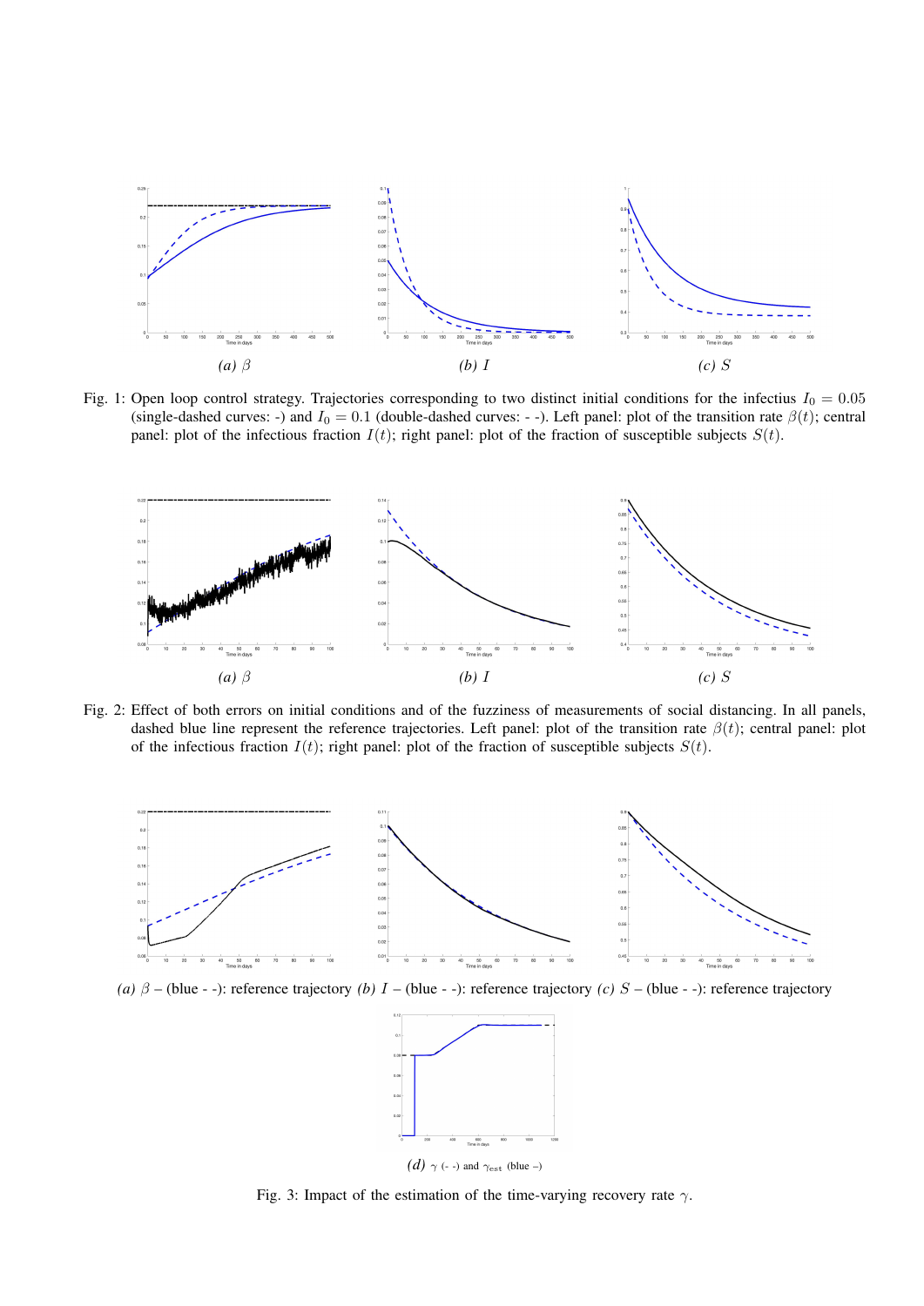(a) $\beta$

(b) $I$

(c) $S$

Fig. 1: Open loop control strategy. Trajectories corresponding to two distinct initial conditions for the infectius $I_0 = 0.05$ (single-dashed curves: -) and $I_0 = 0.1$ (double-dashed curves: - -). Left panel: plot of the transition rate $\beta(t)$; central panel: plot of the infectious fraction $I(t)$; right panel: plot of the fraction of susceptible subjects $S(t)$.

(a) $\beta$

(b) $I$

(c) $S$

Fig. 2: Effect of both errors on initial conditions and of the fuzziness of measurements of social distancing. In all panels, dashed blue line represent the reference trajectories. Left panel: plot of the transition rate $\beta(t)$; central panel: plot of the infectious fraction $I(t)$; right panel: plot of the fraction of susceptible subjects $S(t)$.

(a) $\beta$ – (blue - -): reference trajectory

(b) $I$ – (blue - -): reference trajectory

(c) $S$ – (blue - -): reference trajectory

(d) $\gamma$ (- -) and $\gamma_{\texttt{est}}$ (blue –)

Fig. 3: Impact of the estimation of the time-varying recovery rate $\gamma$.